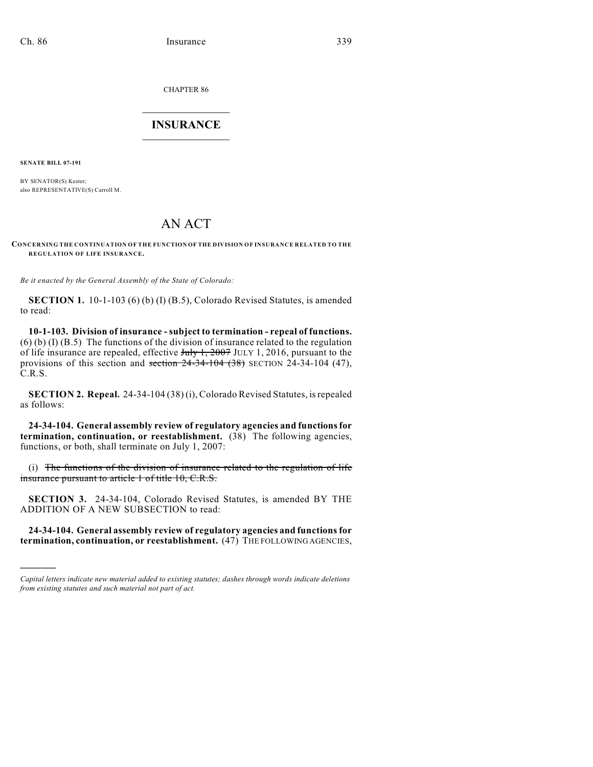CHAPTER 86

# INSURANCE

**SENATE BILL 07-191**

BY SENATOR(S) Kester;
also REPRESENTATIVE(S) Carroll M.

# AN ACT

**CONCERNING THE CONTINUATION OF THE FUNCTION OF THE DIVISION OF INSURANCE RELATED TO THE REGULATION OF LIFE INSURANCE.**

*Be it enacted by the General Assembly of the State of Colorado:*

**SECTION 1.** 10-1-103 (6) (b) (I) (B.5), Colorado Revised Statutes, is amended to read:

**10-1-103. Division of insurance - subject to termination - repeal of functions.** (6) (b) (I) (B.5) The functions of the division of insurance related to the regulation of life insurance are repealed, effective ~~July 1, 2007~~ JULY 1, 2016, pursuant to the provisions of this section and ~~section 24-34-104 (38)~~ SECTION 24-34-104 (47), C.R.S.

**SECTION 2. Repeal.** 24-34-104 (38) (i), Colorado Revised Statutes, is repealed as follows:

**24-34-104. General assembly review of regulatory agencies and functions for termination, continuation, or reestablishment.** (38) The following agencies, functions, or both, shall terminate on July 1, 2007:

(i) ~~The functions of the division of insurance related to the regulation of life insurance pursuant to article 1 of title 10, C.R.S.~~

**SECTION 3.** 24-34-104, Colorado Revised Statutes, is amended BY THE ADDITION OF A NEW SUBSECTION to read:

**24-34-104. General assembly review of regulatory agencies and functions for termination, continuation, or reestablishment.** (47) THE FOLLOWING AGENCIES,

---

*Capital letters indicate new material added to existing statutes; dashes through words indicate deletions from existing statutes and such material not part of act.*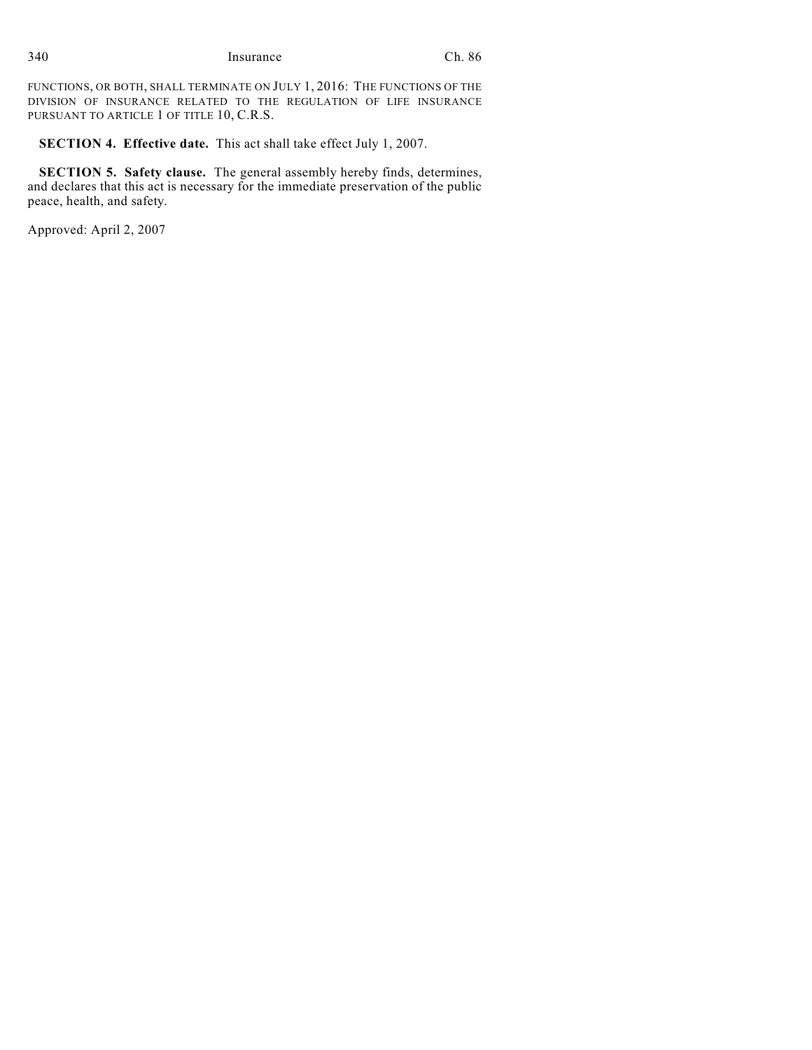FUNCTIONS, OR BOTH, SHALL TERMINATE ON JULY 1, 2016: THE FUNCTIONS OF THE DIVISION OF INSURANCE RELATED TO THE REGULATION OF LIFE INSURANCE PURSUANT TO ARTICLE 1 OF TITLE 10, C.R.S.

**SECTION 4. Effective date.** This act shall take effect July 1, 2007.

**SECTION 5. Safety clause.** The general assembly hereby finds, determines, and declares that this act is necessary for the immediate preservation of the public peace, health, and safety.

Approved: April 2, 2007